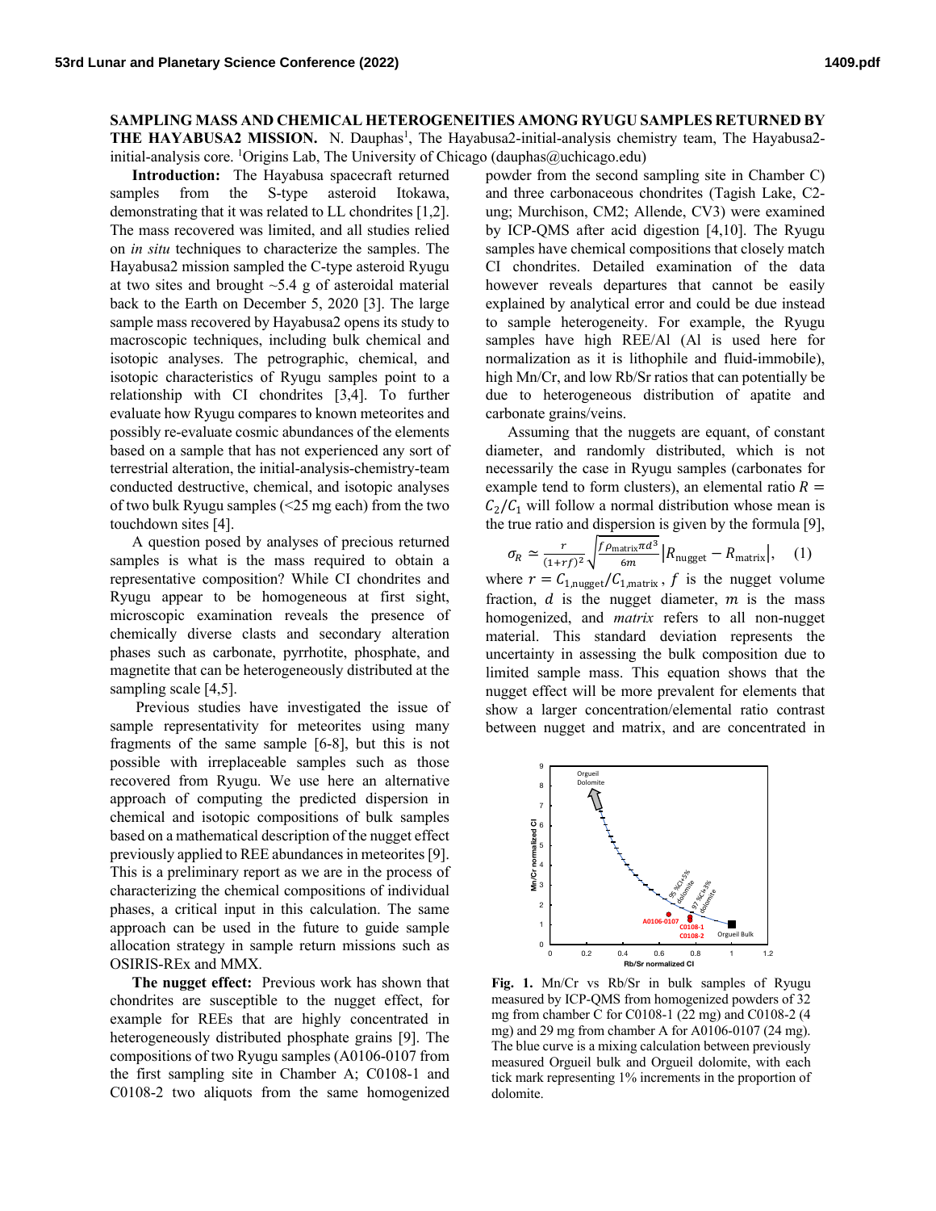**SAMPLING MASS AND CHEMICAL HETEROGENEITIES AMONG RYUGU SAMPLES RETURNED BY THE HAYABUSA2 MISSION.** N. Dauphas[1], The Hayabusa2-initial-analysis chemistry team, The Hayabusa2-initial-analysis core. [1]Origins Lab, The University of Chicago (dauphas@uchicago.edu)

**Introduction:** The Hayabusa spacecraft returned samples from the S-type asteroid Itokawa, demonstrating that it was related to LL chondrites [1,2]. The mass recovered was limited, and all studies relied on *in situ* techniques to characterize the samples. The Hayabusa2 mission sampled the C-type asteroid Ryugu at two sites and brought ~5.4 g of asteroidal material back to the Earth on December 5, 2020 [3]. The large sample mass recovered by Hayabusa2 opens its study to macroscopic techniques, including bulk chemical and isotopic analyses. The petrographic, chemical, and isotopic characteristics of Ryugu samples point to a relationship with CI chondrites [3,4]. To further evaluate how Ryugu compares to known meteorites and possibly re-evaluate cosmic abundances of the elements based on a sample that has not experienced any sort of terrestrial alteration, the initial-analysis-chemistry-team conducted destructive, chemical, and isotopic analyses of two bulk Ryugu samples (<25 mg each) from the two touchdown sites [4].

A question posed by analyses of precious returned samples is what is the mass required to obtain a representative composition? While CI chondrites and Ryugu appear to be homogeneous at first sight, microscopic examination reveals the presence of chemically diverse clasts and secondary alteration phases such as carbonate, pyrrhotite, phosphate, and magnetite that can be heterogeneously distributed at the sampling scale [4,5].

Previous studies have investigated the issue of sample representativity for meteorites using many fragments of the same sample [6-8], but this is not possible with irreplaceable samples such as those recovered from Ryugu. We use here an alternative approach of computing the predicted dispersion in chemical and isotopic compositions of bulk samples based on a mathematical description of the nugget effect previously applied to REE abundances in meteorites [9]. This is a preliminary report as we are in the process of characterizing the chemical compositions of individual phases, a critical input in this calculation. The same approach can be used in the future to guide sample allocation strategy in sample return missions such as OSIRIS-REx and MMX.

**The nugget effect:** Previous work has shown that chondrites are susceptible to the nugget effect, for example for REEs that are highly concentrated in heterogeneously distributed phosphate grains [9]. The compositions of two Ryugu samples (A0106-0107 from the first sampling site in Chamber A; C0108-1 and C0108-2 two aliquots from the same homogenized powder from the second sampling site in Chamber C) and three carbonaceous chondrites (Tagish Lake, C2-ung; Murchison, CM2; Allende, CV3) were examined by ICP-QMS after acid digestion [4,10]. The Ryugu samples have chemical compositions that closely match CI chondrites. Detailed examination of the data however reveals departures that cannot be easily explained by analytical error and could be due instead to sample heterogeneity. For example, the Ryugu samples have high REE/Al (Al is used here for normalization as it is lithophile and fluid-immobile), high Mn/Cr, and low Rb/Sr ratios that can potentially be due to heterogeneous distribution of apatite and carbonate grains/veins.

Assuming that the nuggets are equant, of constant diameter, and randomly distributed, which is not necessarily the case in Ryugu samples (carbonates for example tend to form clusters), an elemental ratio $R = C_2/C_1$ will follow a normal distribution whose mean is the true ratio and dispersion is given by the formula [9],

$$\sigma_R \simeq \frac{r}{(1+rf)^2}\sqrt{\frac{f\,\rho_{\mathrm{matrix}}\pi d^3}{6m}}\left|R_{\mathrm{nugget}} - R_{\mathrm{matrix}}\right|, \quad (1)$$

where $r = C_{1,\mathrm{nugget}}/C_{1,\mathrm{matrix}}$, $f$ is the nugget volume fraction, $d$ is the nugget diameter, $m$ is the mass homogenized, and *matrix* refers to all non-nugget material. This standard deviation represents the uncertainty in assessing the bulk composition due to limited sample mass. This equation shows that the nugget effect will be more prevalent for elements that show a larger concentration/elemental ratio contrast between nugget and matrix, and are concentrated in

**Fig. 1.** Mn/Cr vs Rb/Sr in bulk samples of Ryugu measured by ICP-QMS from homogenized powders of 32 mg from chamber C for C0108-1 (22 mg) and C0108-2 (4 mg) and 29 mg from chamber A for A0106-0107 (24 mg). The blue curve is a mixing calculation between previously measured Orgueil bulk and Orgueil dolomite, with each tick mark representing 1% increments in the proportion of dolomite.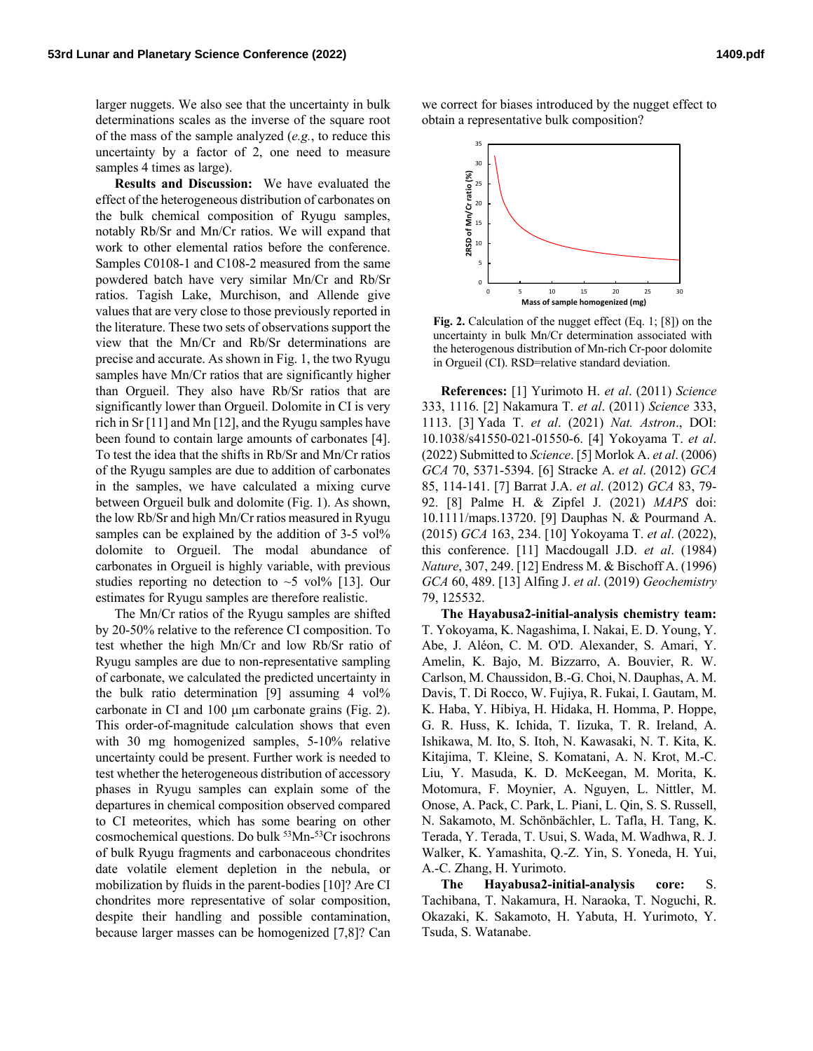larger nuggets. We also see that the uncertainty in bulk determinations scales as the inverse of the square root of the mass of the sample analyzed (*e.g.*, to reduce this uncertainty by a factor of 2, one need to measure samples 4 times as large).

**Results and Discussion:** We have evaluated the effect of the heterogeneous distribution of carbonates on the bulk chemical composition of Ryugu samples, notably Rb/Sr and Mn/Cr ratios. We will expand that work to other elemental ratios before the conference. Samples C0108-1 and C108-2 measured from the same powdered batch have very similar Mn/Cr and Rb/Sr ratios. Tagish Lake, Murchison, and Allende give values that are very close to those previously reported in the literature. These two sets of observations support the view that the Mn/Cr and Rb/Sr determinations are precise and accurate. As shown in Fig. 1, the two Ryugu samples have Mn/Cr ratios that are significantly higher than Orgueil. They also have Rb/Sr ratios that are significantly lower than Orgueil. Dolomite in CI is very rich in Sr [11] and Mn [12], and the Ryugu samples have been found to contain large amounts of carbonates [4]. To test the idea that the shifts in Rb/Sr and Mn/Cr ratios of the Ryugu samples are due to addition of carbonates in the samples, we have calculated a mixing curve between Orgueil bulk and dolomite (Fig. 1). As shown, the low Rb/Sr and high Mn/Cr ratios measured in Ryugu samples can be explained by the addition of 3-5 vol% dolomite to Orgueil. The modal abundance of carbonates in Orgueil is highly variable, with previous studies reporting no detection to ~5 vol% [13]. Our estimates for Ryugu samples are therefore realistic.

The Mn/Cr ratios of the Ryugu samples are shifted by 20-50% relative to the reference CI composition. To test whether the high Mn/Cr and low Rb/Sr ratio of Ryugu samples are due to non-representative sampling of carbonate, we calculated the predicted uncertainty in the bulk ratio determination [9] assuming 4 vol% carbonate in CI and 100 μm carbonate grains (Fig. 2). This order-of-magnitude calculation shows that even with 30 mg homogenized samples, 5-10% relative uncertainty could be present. Further work is needed to test whether the heterogeneous distribution of accessory phases in Ryugu samples can explain some of the departures in chemical composition observed compared to CI meteorites, which has some bearing on other cosmochemical questions. Do bulk $^{53}$Mn-$^{53}$Cr isochrons of bulk Ryugu fragments and carbonaceous chondrites date volatile element depletion in the nebula, or mobilization by fluids in the parent-bodies [10]? Are CI chondrites more representative of solar composition, despite their handling and possible contamination, because larger masses can be homogenized [7,8]? Can we correct for biases introduced by the nugget effect to obtain a representative bulk composition?

2RSD of Mn/Cr ratio (%)
35
30
25
20
15
10
5
0
0
5
10
15
20
25
30
Mass of sample homogenized (mg)

**Fig. 2.** Calculation of the nugget effect (Eq. 1; [8]) on the uncertainty in bulk Mn/Cr determination associated with the heterogenous distribution of Mn-rich Cr-poor dolomite in Orgueil (CI). RSD=relative standard deviation.

**References:** [1] Yurimoto H. *et al*. (2011) *Science* 333, 1116. [2] Nakamura T. *et al*. (2011) *Science* 333, 1113. [3] Yada T. *et al*. (2021) *Nat. Astron*., DOI: 10.1038/s41550-021-01550-6. [4] Yokoyama T. *et al*. (2022) Submitted to *Science*. [5] Morlok A. *et al*. (2006) *GCA* 70, 5371-5394. [6] Stracke A. *et al*. (2012) *GCA* 85, 114-141. [7] Barrat J.A. *et al*. (2012) *GCA* 83, 79-92. [8] Palme H. & Zipfel J. (2021) *MAPS* doi: 10.1111/maps.13720. [9] Dauphas N. & Pourmand A. (2015) *GCA* 163, 234. [10] Yokoyama T. *et al*. (2022), this conference. [11] Macdougall J.D. *et al*. (1984) *Nature*, 307, 249. [12] Endress M. & Bischoff A. (1996) *GCA* 60, 489. [13] Alfing J. *et al*. (2019) *Geochemistry* 79, 125532.

**The Hayabusa2-initial-analysis chemistry team:** T. Yokoyama, K. Nagashima, I. Nakai, E. D. Young, Y. Abe, J. Aléon, C. M. O'D. Alexander, S. Amari, Y. Amelin, K. Bajo, M. Bizzarro, A. Bouvier, R. W. Carlson, M. Chaussidon, B.-G. Choi, N. Dauphas, A. M. Davis, T. Di Rocco, W. Fujiya, R. Fukai, I. Gautam, M. K. Haba, Y. Hibiya, H. Hidaka, H. Homma, P. Hoppe, G. R. Huss, K. Ichida, T. Iizuka, T. R. Ireland, A. Ishikawa, M. Ito, S. Itoh, N. Kawasaki, N. T. Kita, K. Kitajima, T. Kleine, S. Komatani, A. N. Krot, M.-C. Liu, Y. Masuda, K. D. McKeegan, M. Morita, K. Motomura, F. Moynier, A. Nguyen, L. Nittler, M. Onose, A. Pack, C. Park, L. Piani, L. Qin, S. S. Russell, N. Sakamoto, M. Schönbächler, L. Tafla, H. Tang, K. Terada, Y. Terada, T. Usui, S. Wada, M. Wadhwa, R. J. Walker, K. Yamashita, Q.-Z. Yin, S. Yoneda, H. Yui, A.-C. Zhang, H. Yurimoto.

**The Hayabusa2-initial-analysis core:** S. Tachibana, T. Nakamura, H. Naraoka, T. Noguchi, R. Okazaki, K. Sakamoto, H. Yabuta, H. Yurimoto, Y. Tsuda, S. Watanabe.